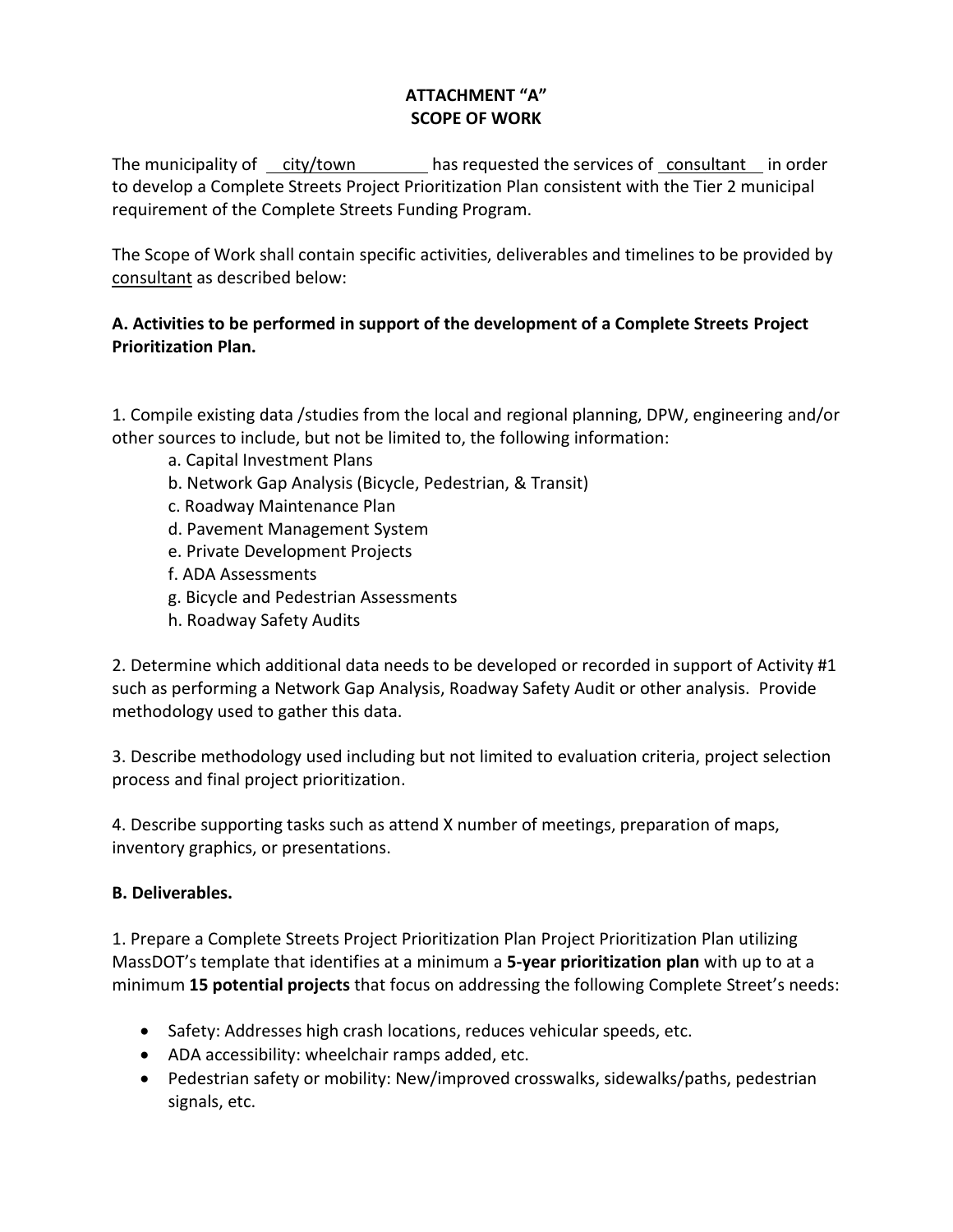**ATTACHMENT "A"**
**SCOPE OF WORK**

The municipality of city/town has requested the services of consultant in order to develop a Complete Streets Project Prioritization Plan consistent with the Tier 2 municipal requirement of the Complete Streets Funding Program.

The Scope of Work shall contain specific activities, deliverables and timelines to be provided by consultant as described below:

**A. Activities to be performed in support of the development of a Complete Streets Project Prioritization Plan.**

1. Compile existing data /studies from the local and regional planning, DPW, engineering and/or other sources to include, but not be limited to, the following information:
   a. Capital Investment Plans
   b. Network Gap Analysis (Bicycle, Pedestrian, & Transit)
   c. Roadway Maintenance Plan
   d. Pavement Management System
   e. Private Development Projects
   f. ADA Assessments
   g. Bicycle and Pedestrian Assessments
   h. Roadway Safety Audits

2. Determine which additional data needs to be developed or recorded in support of Activity #1 such as performing a Network Gap Analysis, Roadway Safety Audit or other analysis. Provide methodology used to gather this data.

3. Describe methodology used including but not limited to evaluation criteria, project selection process and final project prioritization.

4. Describe supporting tasks such as attend X number of meetings, preparation of maps, inventory graphics, or presentations.

**B. Deliverables.**

1. Prepare a Complete Streets Project Prioritization Plan Project Prioritization Plan utilizing MassDOT's template that identifies at a minimum a **5-year prioritization plan** with up to at a minimum **15 potential projects** that focus on addressing the following Complete Street's needs:

- Safety: Addresses high crash locations, reduces vehicular speeds, etc.
- ADA accessibility: wheelchair ramps added, etc.
- Pedestrian safety or mobility: New/improved crosswalks, sidewalks/paths, pedestrian signals, etc.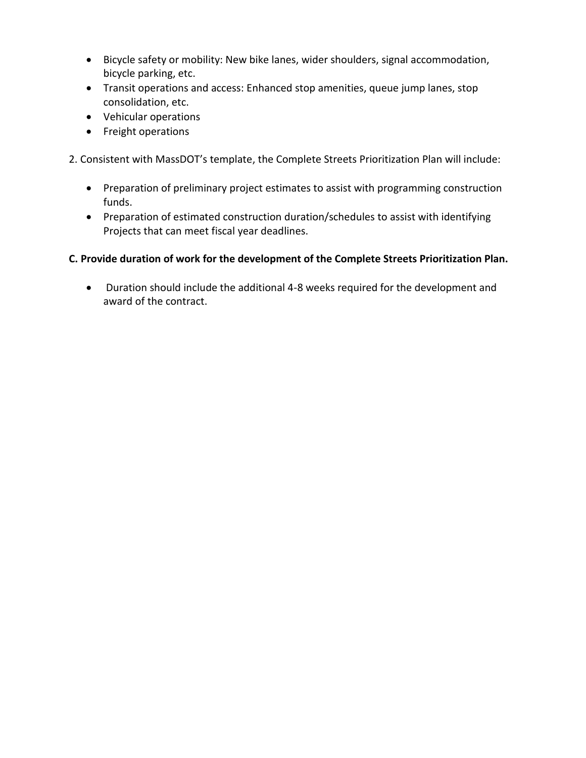- Bicycle safety or mobility: New bike lanes, wider shoulders, signal accommodation, bicycle parking, etc.
- Transit operations and access: Enhanced stop amenities, queue jump lanes, stop consolidation, etc.
- Vehicular operations
- Freight operations

2. Consistent with MassDOT's template, the Complete Streets Prioritization Plan will include:

- Preparation of preliminary project estimates to assist with programming construction funds.
- Preparation of estimated construction duration/schedules to assist with identifying Projects that can meet fiscal year deadlines.

**C. Provide duration of work for the development of the Complete Streets Prioritization Plan.**

- Duration should include the additional 4-8 weeks required for the development and award of the contract.